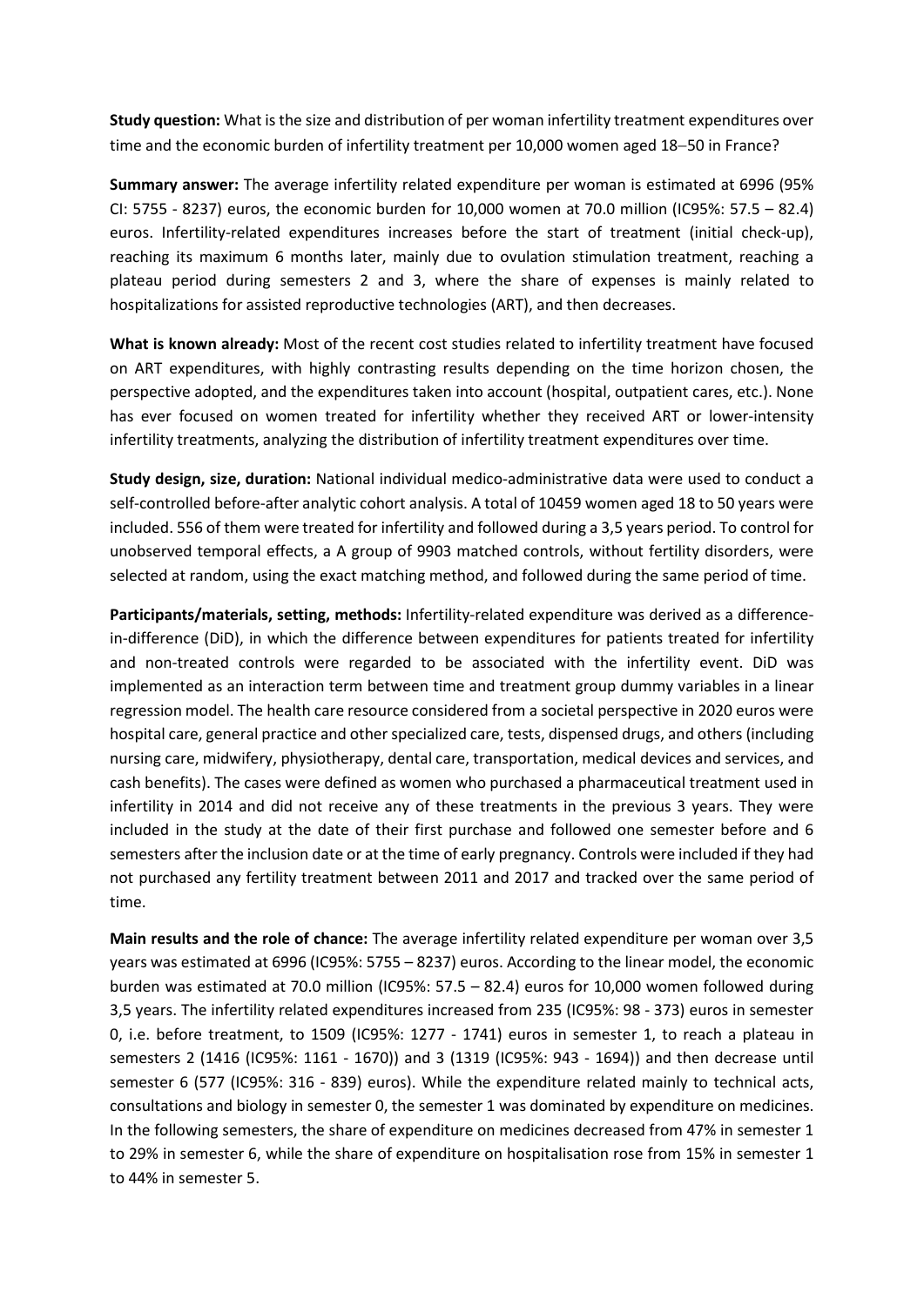**Study question:** What is the size and distribution of per woman infertility treatment expenditures over time and the economic burden of infertility treatment per 10,000 women aged 18–50 in France?

**Summary answer:** The average infertility related expenditure per woman is estimated at 6996 (95% CI: 5755 - 8237) euros, the economic burden for 10,000 women at 70.0 million (IC95%: 57.5 – 82.4) euros. Infertility-related expenditures increases before the start of treatment (initial check-up), reaching its maximum 6 months later, mainly due to ovulation stimulation treatment, reaching a plateau period during semesters 2 and 3, where the share of expenses is mainly related to hospitalizations for assisted reproductive technologies (ART), and then decreases.

**What is known already:** Most of the recent cost studies related to infertility treatment have focused on ART expenditures, with highly contrasting results depending on the time horizon chosen, the perspective adopted, and the expenditures taken into account (hospital, outpatient cares, etc.). None has ever focused on women treated for infertility whether they received ART or lower-intensity infertility treatments, analyzing the distribution of infertility treatment expenditures over time.

**Study design, size, duration:** National individual medico-administrative data were used to conduct a self-controlled before-after analytic cohort analysis. A total of 10459 women aged 18 to 50 years were included. 556 of them were treated for infertility and followed during a 3,5 years period. To control for unobserved temporal effects, a A group of 9903 matched controls, without fertility disorders, were selected at random, using the exact matching method, and followed during the same period of time.

**Participants/materials, setting, methods:** Infertility-related expenditure was derived as a difference-in-difference (DiD), in which the difference between expenditures for patients treated for infertility and non-treated controls were regarded to be associated with the infertility event. DiD was implemented as an interaction term between time and treatment group dummy variables in a linear regression model. The health care resource considered from a societal perspective in 2020 euros were hospital care, general practice and other specialized care, tests, dispensed drugs, and others (including nursing care, midwifery, physiotherapy, dental care, transportation, medical devices and services, and cash benefits). The cases were defined as women who purchased a pharmaceutical treatment used in infertility in 2014 and did not receive any of these treatments in the previous 3 years. They were included in the study at the date of their first purchase and followed one semester before and 6 semesters after the inclusion date or at the time of early pregnancy. Controls were included if they had not purchased any fertility treatment between 2011 and 2017 and tracked over the same period of time.

**Main results and the role of chance:** The average infertility related expenditure per woman over 3,5 years was estimated at 6996 (IC95%: 5755 – 8237) euros. According to the linear model, the economic burden was estimated at 70.0 million (IC95%: 57.5 – 82.4) euros for 10,000 women followed during 3,5 years. The infertility related expenditures increased from 235 (IC95%: 98 - 373) euros in semester 0, i.e. before treatment, to 1509 (IC95%: 1277 - 1741) euros in semester 1, to reach a plateau in semesters 2 (1416 (IC95%: 1161 - 1670)) and 3 (1319 (IC95%: 943 - 1694)) and then decrease until semester 6 (577 (IC95%: 316 - 839) euros). While the expenditure related mainly to technical acts, consultations and biology in semester 0, the semester 1 was dominated by expenditure on medicines. In the following semesters, the share of expenditure on medicines decreased from 47% in semester 1 to 29% in semester 6, while the share of expenditure on hospitalisation rose from 15% in semester 1 to 44% in semester 5.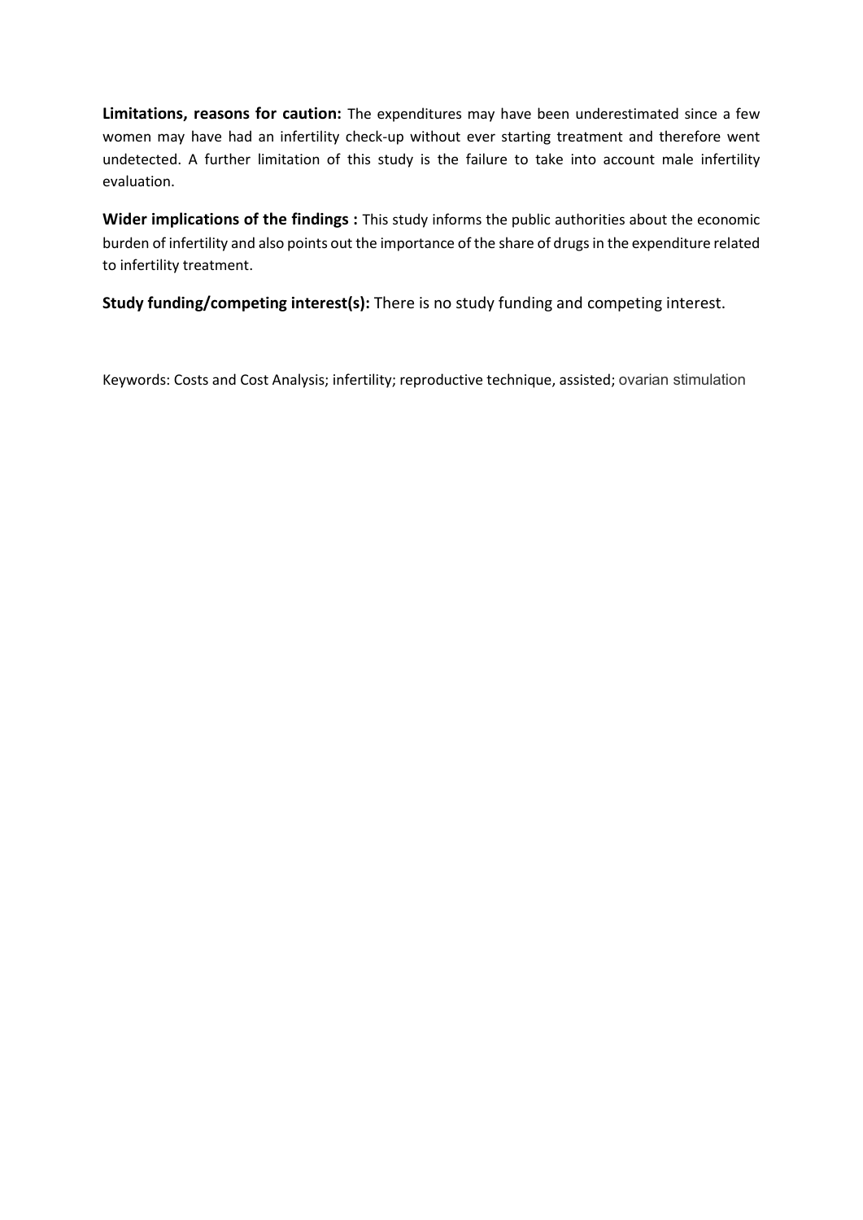**Limitations, reasons for caution:** The expenditures may have been underestimated since a few women may have had an infertility check-up without ever starting treatment and therefore went undetected. A further limitation of this study is the failure to take into account male infertility evaluation.

**Wider implications of the findings :** This study informs the public authorities about the economic burden of infertility and also points out the importance of the share of drugs in the expenditure related to infertility treatment.

**Study funding/competing interest(s):** There is no study funding and competing interest.

Keywords: Costs and Cost Analysis; infertility; reproductive technique, assisted; ovarian stimulation